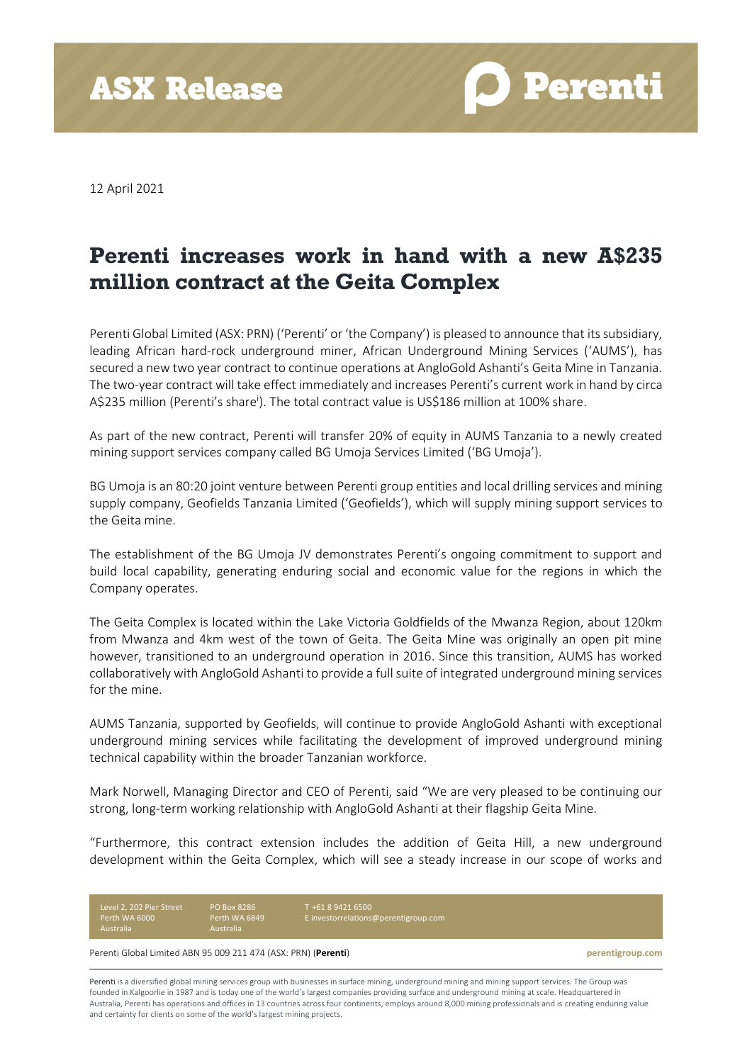ASX Release

12 April 2021

# Perenti increases work in hand with a new A$235 million contract at the Geita Complex

Perenti Global Limited (ASX: PRN) ('Perenti' or 'the Company') is pleased to announce that its subsidiary, leading African hard-rock underground miner, African Underground Mining Services ('AUMS'), has secured a new two year contract to continue operations at AngloGold Ashanti's Geita Mine in Tanzania. The two-year contract will take effect immediately and increases Perenti's current work in hand by circa A$235 million (Perenti's share[i]). The total contract value is US$186 million at 100% share.

As part of the new contract, Perenti will transfer 20% of equity in AUMS Tanzania to a newly created mining support services company called BG Umoja Services Limited ('BG Umoja').

BG Umoja is an 80:20 joint venture between Perenti group entities and local drilling services and mining supply company, Geofields Tanzania Limited ('Geofields'), which will supply mining support services to the Geita mine.

The establishment of the BG Umoja JV demonstrates Perenti's ongoing commitment to support and build local capability, generating enduring social and economic value for the regions in which the Company operates.

The Geita Complex is located within the Lake Victoria Goldfields of the Mwanza Region, about 120km from Mwanza and 4km west of the town of Geita. The Geita Mine was originally an open pit mine however, transitioned to an underground operation in 2016. Since this transition, AUMS has worked collaboratively with AngloGold Ashanti to provide a full suite of integrated underground mining services for the mine.

AUMS Tanzania, supported by Geofields, will continue to provide AngloGold Ashanti with exceptional underground mining services while facilitating the development of improved underground mining technical capability within the broader Tanzanian workforce.

Mark Norwell, Managing Director and CEO of Perenti, said "We are very pleased to be continuing our strong, long-term working relationship with AngloGold Ashanti at their flagship Geita Mine.

"Furthermore, this contract extension includes the addition of Geita Hill, a new underground development within the Geita Complex, which will see a steady increase in our scope of works and

Level 2, 202 Pier Street
Perth WA 6000
Australia

PO Box 8286
Perth WA 6849
Australia

T +61 8 9421 6500
E investorrelations@perentigroup.com

Perenti Global Limited ABN 95 009 211 474 (ASX: PRN) (**Perenti**)

perentigroup.com

Perenti is a diversified global mining services group with businesses in surface mining, underground mining and mining support services. The Group was founded in Kalgoorlie in 1987 and is today one of the world's largest companies providing surface and underground mining at scale. Headquartered in Australia, Perenti has operations and offices in 13 countries across four continents, employs around 8,000 mining professionals and is creating enduring value and certainty for clients on some of the world's largest mining projects.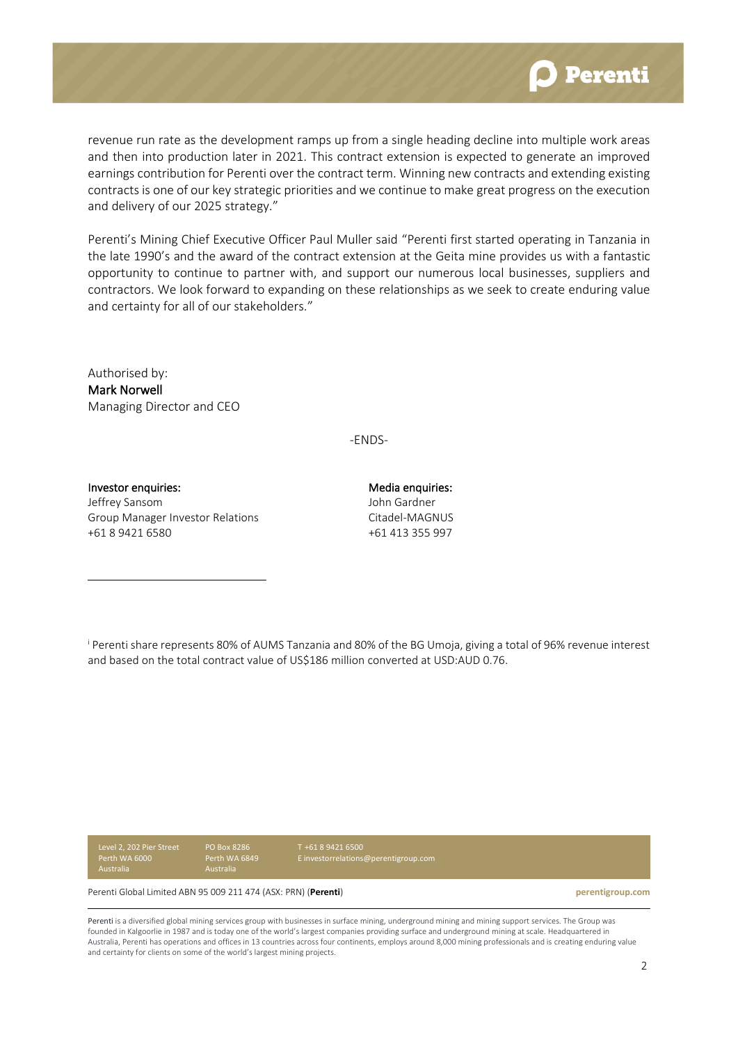revenue run rate as the development ramps up from a single heading decline into multiple work areas and then into production later in 2021. This contract extension is expected to generate an improved earnings contribution for Perenti over the contract term. Winning new contracts and extending existing contracts is one of our key strategic priorities and we continue to make great progress on the execution and delivery of our 2025 strategy."

Perenti's Mining Chief Executive Officer Paul Muller said "Perenti first started operating in Tanzania in the late 1990's and the award of the contract extension at the Geita mine provides us with a fantastic opportunity to continue to partner with, and support our numerous local businesses, suppliers and contractors. We look forward to expanding on these relationships as we seek to create enduring value and certainty for all of our stakeholders."

Authorised by:
Mark Norwell
Managing Director and CEO

-ENDS-

**Investor enquiries:**
Jeffrey Sansom
Group Manager Investor Relations
+61 8 9421 6580

**Media enquiries:**
John Gardner
Citadel-MAGNUS
+61 413 355 997

---

[i] Perenti share represents 80% of AUMS Tanzania and 80% of the BG Umoja, giving a total of 96% revenue interest and based on the total contract value of US$186 million converted at USD:AUD 0.76.

Level 2, 202 Pier Street
Perth WA 6000
Australia

PO Box 8286
Perth WA 6849
Australia

T +61 8 9421 6500
E investorrelations@perentigroup.com

Perenti Global Limited ABN 95 009 211 474 (ASX: PRN) (**Perenti**)

perentigroup.com

Perenti is a diversified global mining services group with businesses in surface mining, underground mining and mining support services. The Group was founded in Kalgoorlie in 1987 and is today one of the world's largest companies providing surface and underground mining at scale. Headquartered in Australia, Perenti has operations and offices in 13 countries across four continents, employs around 8,000 mining professionals and is creating enduring value and certainty for clients on some of the world's largest mining projects.